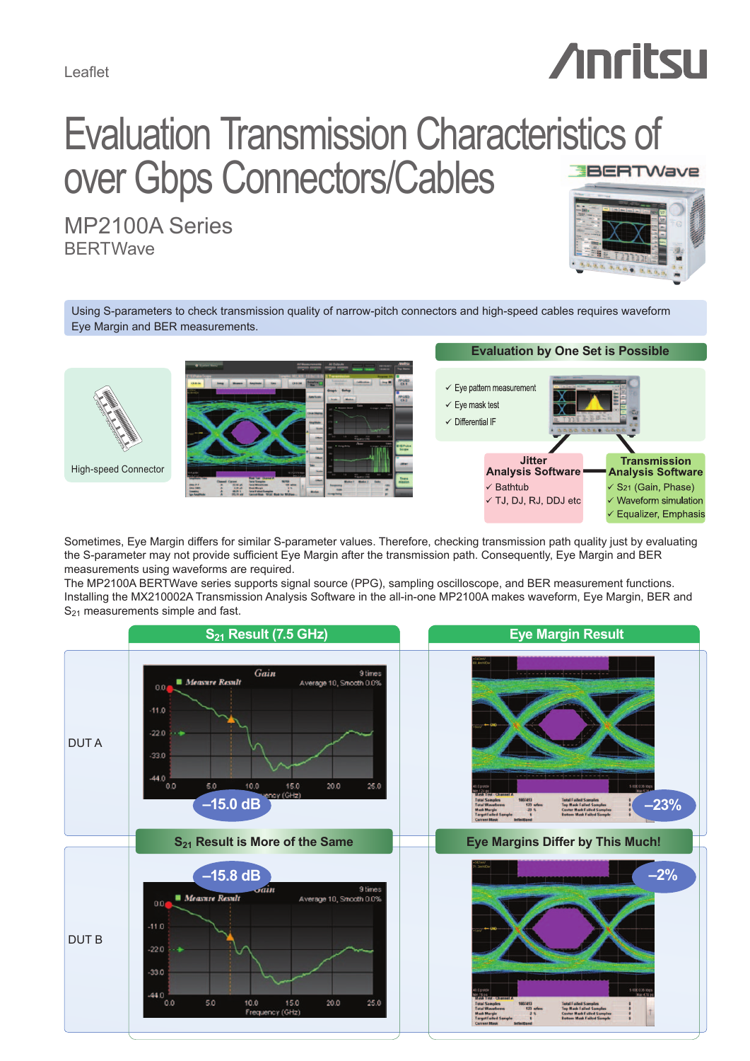Leaflet

# Evaluation Transmission Characteristics of over Gbps Connectors/Cables

## MP2100A Series
### BERTWave

Using S-parameters to check transmission quality of narrow-pitch connectors and high-speed cables requires waveform Eye Margin and BER measurements.

High-speed Connector

**Evaluation by One Set is Possible**

- ✓ Eye pattern measurement
- ✓ Eye mask test
- ✓ Differential IF

**Jitter Analysis Software**
- ✓ Bathtub
- ✓ TJ, DJ, RJ, DDJ etc

**Transmission Analysis Software**
- ✓ $S_{21}$ (Gain, Phase)
- ✓ Waveform simulation
- ✓ Equalizer, Emphasis

Sometimes, Eye Margin differs for similar S-parameter values. Therefore, checking transmission path quality just by evaluating the S-parameter may not provide sufficient Eye Margin after the transmission path. Consequently, Eye Margin and BER measurements using waveforms are required.
The MP2100A BERTWave series supports signal source (PPG), sampling oscilloscope, and BER measurement functions. Installing the MX210002A Transmission Analysis Software in the all-in-one MP2100A makes waveform, Eye Margin, BER and $S_{21}$ measurements simple and fast.

| | $S_{21}$ Result (7.5 GHz) | Eye Margin Result |
|---|---|---|
| DUT A | –15.0 dB | –23% |
| | **$S_{21}$ Result is More of the Same** | **Eye Margins Differ by This Much!** |
| DUT B | –15.8 dB | –2% |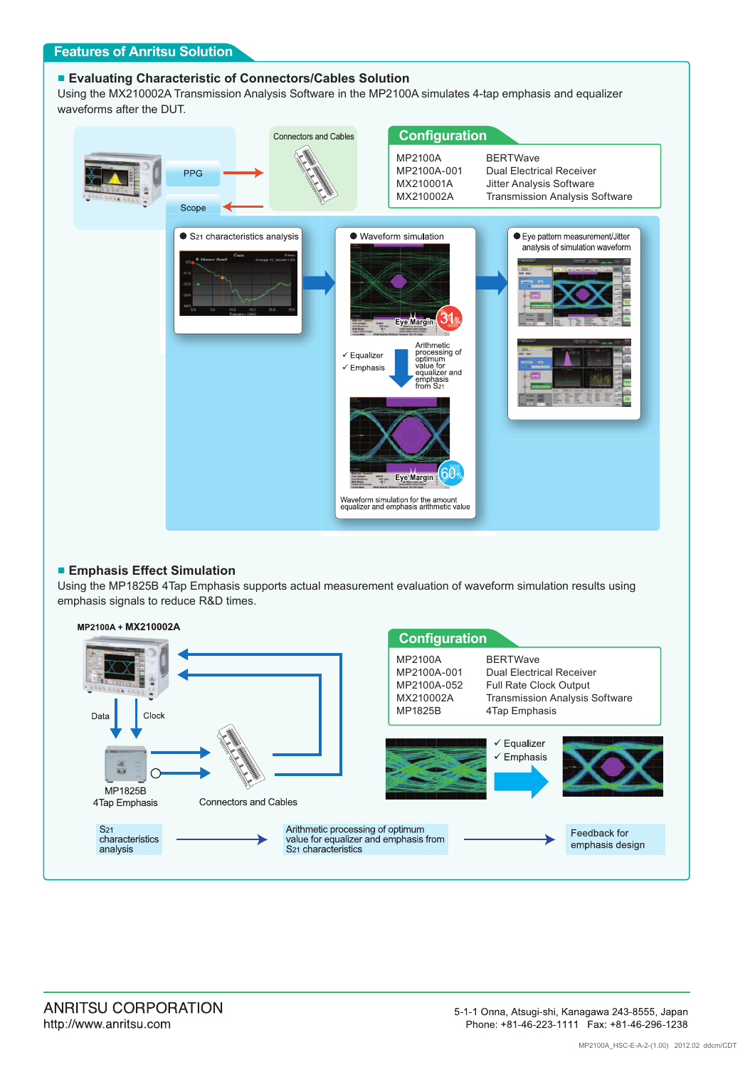## Features of Anritsu Solution

### Evaluating Characteristic of Connectors/Cables Solution

Using the MX210002A Transmission Analysis Software in the MP2100A simulates 4-tap emphasis and equalizer waveforms after the DUT.

PPG

Scope

Connectors and Cables

**Configuration**

| | |
|---|---|
| MP2100A | BERTWave |
| MP2100A-001 | Dual Electrical Receiver |
| MX210001A | Jitter Analysis Software |
| MX210002A | Transmission Analysis Software |

● $S_{21}$ characteristics analysis

● Waveform simulation

Eye Margin 31%

✓ Equalizer
✓ Emphasis

Arithmetic processing of optimum value for equalizer and emphasis from $S_{21}$

Eye Margin 60%

Waveform simulation for the amount equalizer and emphasis arithmetic value

● Eye pattern measurement/Jitter analysis of simulation waveform

### Emphasis Effect Simulation

Using the MP1825B 4Tap Emphasis supports actual measurement evaluation of waveform simulation results using emphasis signals to reduce R&D times.

**MP2100A + MX210002A**

Data

Clock

MP1825B
4Tap Emphasis

Connectors and Cables

**Configuration**

| | |
|---|---|
| MP2100A | BERTWave |
| MP2100A-001 | Dual Electrical Receiver |
| MP2100A-052 | Full Rate Clock Output |
| MX210002A | Transmission Analysis Software |
| MP1825B | 4Tap Emphasis |

✓ Equalizer
✓ Emphasis

$S_{21}$ characteristics analysis → Arithmetic processing of optimum value for equalizer and emphasis from $S_{21}$ characteristics → Feedback for emphasis design

---

ANRITSU CORPORATION
http://www.anritsu.com

5-1-1 Onna, Atsugi-shi, Kanagawa 243-8555, Japan
Phone: +81-46-223-1111 Fax: +81-46-296-1238

MP2100A_HSC-E-A-2-(1.00) 2012.02 ddcm/CDT